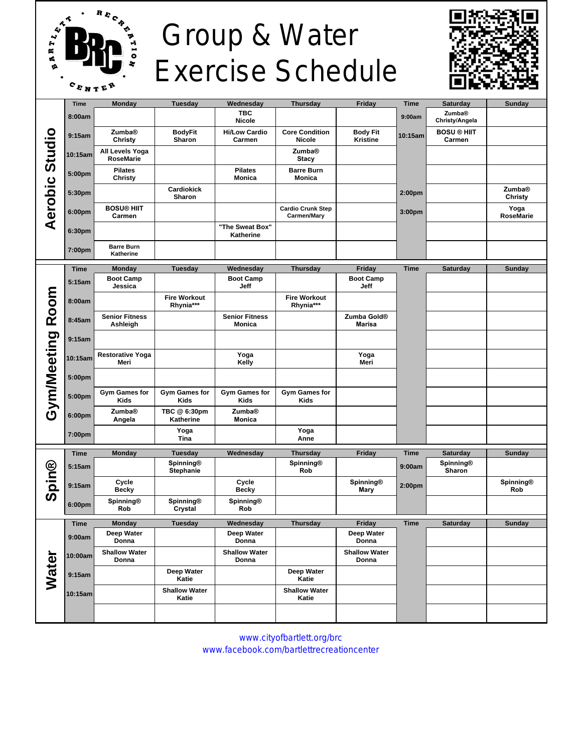# Group & Water Exercise Schedule

## Aerobic Studio

| Time | Monday | Tuesday | Wednesday | Thursday | Friday | Time | Saturday | Sunday |
|---|---|---|---|---|---|---|---|---|
| 8:00am | | | TBC Nicole | | | 9:00am | Zumba® Christy/Angela | |
| 9:15am | Zumba® Christy | BodyFit Sharon | Hi/Low Cardio Carmen | Core Condition Nicole | Body Fit Kristine | 10:15am | BOSU ® HIIT Carmen | |
| 10:15am | All Levels Yoga RoseMarie | | | Zumba® Stacy | | | | |
| 5:00pm | Pilates Christy | | Pilates Monica | Barre Burn Monica | | | | |
| 5:30pm | | Cardiokick Sharon | | | | 2:00pm | | Zumba® Christy |
| 6:00pm | BOSU® HIIT Carmen | | | Cardio Crunk Step Carmen/Mary | | 3:00pm | | Yoga RoseMarie |
| 6:30pm | | | "The Sweat Box" Katherine | | | | | |
| 7:00pm | Barre Burn Katherine | | | | | | | |

## Gym/Meeting Room

| Time | Monday | Tuesday | Wednesday | Thursday | Friday | Time | Saturday | Sunday |
|---|---|---|---|---|---|---|---|---|
| 5:15am | Boot Camp Jessica | | Boot Camp Jeff | | Boot Camp Jeff | | | |
| 8:00am | | Fire Workout Rhynia*** | | Fire Workout Rhynia*** | | | | |
| 8:45am | Senior Fitness Ashleigh | | Senior Fitness Monica | | Zumba Gold® Marisa | | | |
| 9:15am | | | | | | | | |
| 10:15am | Restorative Yoga Meri | | Yoga Kelly | | Yoga Meri | | | |
| 5:00pm | | | | | | | | |
| 5:00pm | Gym Games for Kids | Gym Games for Kids | Gym Games for Kids | Gym Games for Kids | | | | |
| 6:00pm | Zumba® Angela | TBC @ 6:30pm Katherine | Zumba® Monica | | | | | |
| 7:00pm | | Yoga Tina | | Yoga Anne | | | | |

## Spin®

| Time | Monday | Tuesday | Wednesday | Thursday | Friday | Time | Saturday | Sunday |
|---|---|---|---|---|---|---|---|---|
| 5:15am | | Spinning® Stephanie | | Spinning® Rob | | 9:00am | Spinning® Sharon | |
| 9:15am | Cycle Becky | | Cycle Becky | | Spinning® Mary | 2:00pm | | Spinning® Rob |
| 6:00pm | Spinning® Rob | Spinning® Crystal | Spinning® Rob | | | | | |

## Water

| Time | Monday | Tuesday | Wednesday | Thursday | Friday | Time | Saturday | Sunday |
|---|---|---|---|---|---|---|---|---|
| 9:00am | Deep Water Donna | | Deep Water Donna | | Deep Water Donna | | | |
| 10:00am | Shallow Water Donna | | Shallow Water Donna | | Shallow Water Donna | | | |
| 9:15am | | Deep Water Katie | | Deep Water Katie | | | | |
| 10:15am | | Shallow Water Katie | | Shallow Water Katie | | | | |
| | | | | | | | | |

www.cityofbartlett.org/brc
www.facebook.com/bartlettrecreationcenter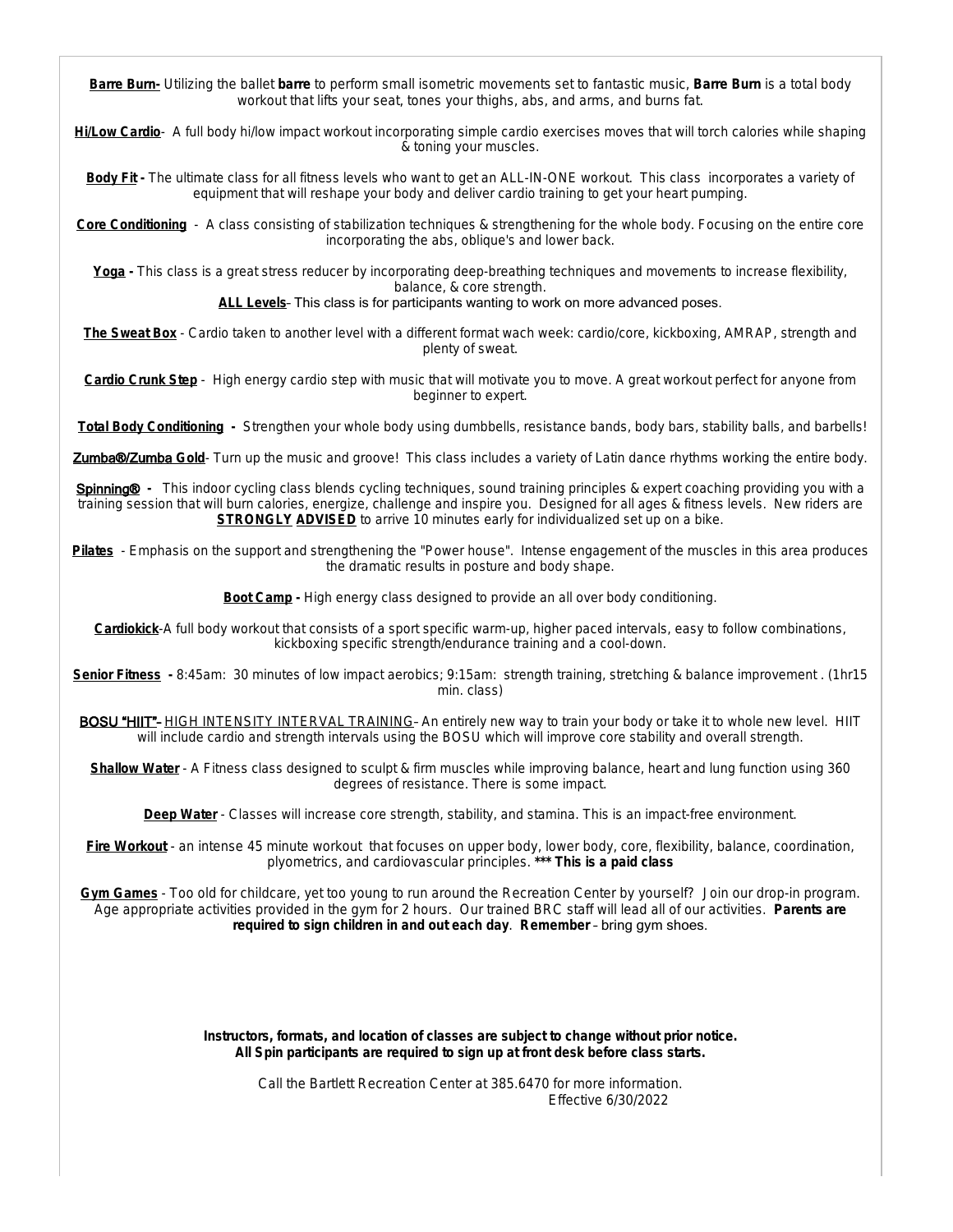**Barre Burn-** Utilizing the ballet **barre** to perform small isometric movements set to fantastic music, **Barre Burn** is a total body workout that lifts your seat, tones your thighs, abs, and arms, and burns fat.

**Hi/Low Cardio**- A full body hi/low impact workout incorporating simple cardio exercises moves that will torch calories while shaping & toning your muscles.

**Body Fit -** The ultimate class for all fitness levels who want to get an ALL-IN-ONE workout. This class incorporates a variety of equipment that will reshape your body and deliver cardio training to get your heart pumping.

**Core Conditioning** - A class consisting of stabilization techniques & strengthening for the whole body. Focusing on the entire core incorporating the abs, oblique's and lower back.

**Yoga -** This class is a great stress reducer by incorporating deep-breathing techniques and movements to increase flexibility, balance, & core strength.
**ALL Levels**- This class is for participants wanting to work on more advanced poses.

**The Sweat Box** - Cardio taken to another level with a different format wach week: cardio/core, kickboxing, AMRAP, strength and plenty of sweat.

**Cardio Crunk Step** - High energy cardio step with music that will motivate you to move. A great workout perfect for anyone from beginner to expert.

**Total Body Conditioning -** Strengthen your whole body using dumbbells, resistance bands, body bars, stability balls, and barbells!

**Zumba®/Zumba Gold**- Turn up the music and groove! This class includes a variety of Latin dance rhythms working the entire body.

**Spinning® -** This indoor cycling class blends cycling techniques, sound training principles & expert coaching providing you with a training session that will burn calories, energize, challenge and inspire you. Designed for all ages & fitness levels. New riders are **STRONGLY ADVISED** to arrive 10 minutes early for individualized set up on a bike.

**Pilates** - Emphasis on the support and strengthening the "Power house". Intense engagement of the muscles in this area produces the dramatic results in posture and body shape.

**Boot Camp -** High energy class designed to provide an all over body conditioning.

**Cardiokick**-A full body workout that consists of a sport specific warm-up, higher paced intervals, easy to follow combinations, kickboxing specific strength/endurance training and a cool-down.

**Senior Fitness -** 8:45am: 30 minutes of low impact aerobics; 9:15am: strength training, stretching & balance improvement . (1hr15 min. class)

**BOSU "HIIT"**– HIGH INTENSITY INTERVAL TRAINING– An entirely new way to train your body or take it to whole new level. HIIT will include cardio and strength intervals using the BOSU which will improve core stability and overall strength.

**Shallow Water** - A Fitness class designed to sculpt & firm muscles while improving balance, heart and lung function using 360 degrees of resistance. There is some impact.

**Deep Water** - Classes will increase core strength, stability, and stamina. This is an impact-free environment.

**Fire Workout** - an intense 45 minute workout that focuses on upper body, lower body, core, flexibility, balance, coordination, plyometrics, and cardiovascular principles. **\*\*\* This is a paid class**

**Gym Games** - Too old for childcare, yet too young to run around the Recreation Center by yourself? Join our drop-in program. Age appropriate activities provided in the gym for 2 hours. Our trained BRC staff will lead all of our activities. **Parents are required to sign children in and out each day**. **Remember** – bring gym shoes.

**Instructors, formats, and location of classes are subject to change without prior notice.**
**All Spin participants are required to sign up at front desk before class starts.**

Call the Bartlett Recreation Center at 385.6470 for more information.
Effective 6/30/2022